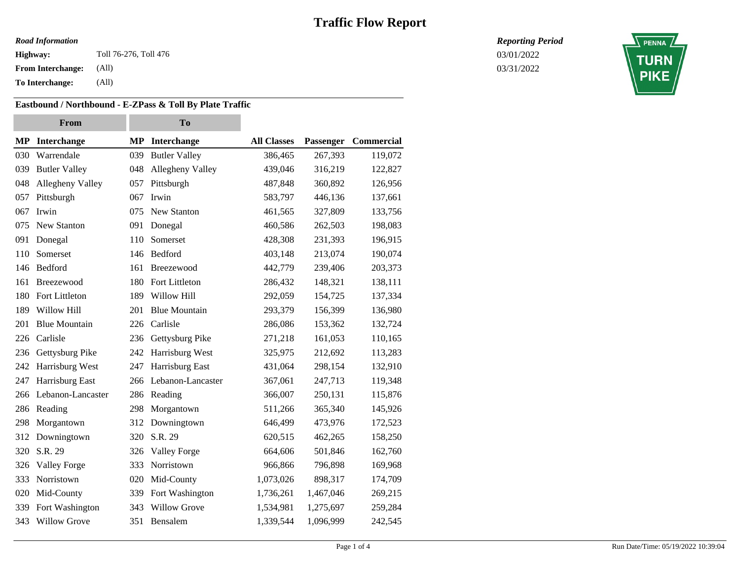# Traffic Flow Report

***Road Information***

**Highway:** Toll 76-276, Toll 476

**From Interchange:** (All)

**To Interchange:** (All)

***Reporting Period***

03/01/2022

03/31/2022

PENNA TURN PIKE

## Eastbound / Northbound - E-ZPass & Toll By Plate Traffic

| From | | To | | | | |
|---|---|---|---|---|---|---|
| **MP** | **Interchange** | **MP** | **Interchange** | **All Classes** | **Passenger** | **Commercial** |
| 030 | Warrendale | 039 | Butler Valley | 386,465 | 267,393 | 119,072 |
| 039 | Butler Valley | 048 | Allegheny Valley | 439,046 | 316,219 | 122,827 |
| 048 | Allegheny Valley | 057 | Pittsburgh | 487,848 | 360,892 | 126,956 |
| 057 | Pittsburgh | 067 | Irwin | 583,797 | 446,136 | 137,661 |
| 067 | Irwin | 075 | New Stanton | 461,565 | 327,809 | 133,756 |
| 075 | New Stanton | 091 | Donegal | 460,586 | 262,503 | 198,083 |
| 091 | Donegal | 110 | Somerset | 428,308 | 231,393 | 196,915 |
| 110 | Somerset | 146 | Bedford | 403,148 | 213,074 | 190,074 |
| 146 | Bedford | 161 | Breezewood | 442,779 | 239,406 | 203,373 |
| 161 | Breezewood | 180 | Fort Littleton | 286,432 | 148,321 | 138,111 |
| 180 | Fort Littleton | 189 | Willow Hill | 292,059 | 154,725 | 137,334 |
| 189 | Willow Hill | 201 | Blue Mountain | 293,379 | 156,399 | 136,980 |
| 201 | Blue Mountain | 226 | Carlisle | 286,086 | 153,362 | 132,724 |
| 226 | Carlisle | 236 | Gettysburg Pike | 271,218 | 161,053 | 110,165 |
| 236 | Gettysburg Pike | 242 | Harrisburg West | 325,975 | 212,692 | 113,283 |
| 242 | Harrisburg West | 247 | Harrisburg East | 431,064 | 298,154 | 132,910 |
| 247 | Harrisburg East | 266 | Lebanon-Lancaster | 367,061 | 247,713 | 119,348 |
| 266 | Lebanon-Lancaster | 286 | Reading | 366,007 | 250,131 | 115,876 |
| 286 | Reading | 298 | Morgantown | 511,266 | 365,340 | 145,926 |
| 298 | Morgantown | 312 | Downingtown | 646,499 | 473,976 | 172,523 |
| 312 | Downingtown | 320 | S.R. 29 | 620,515 | 462,265 | 158,250 |
| 320 | S.R. 29 | 326 | Valley Forge | 664,606 | 501,846 | 162,760 |
| 326 | Valley Forge | 333 | Norristown | 966,866 | 796,898 | 169,968 |
| 333 | Norristown | 020 | Mid-County | 1,073,026 | 898,317 | 174,709 |
| 020 | Mid-County | 339 | Fort Washington | 1,736,261 | 1,467,046 | 269,215 |
| 339 | Fort Washington | 343 | Willow Grove | 1,534,981 | 1,275,697 | 259,284 |
| 343 | Willow Grove | 351 | Bensalem | 1,339,544 | 1,096,999 | 242,545 |

Run Date/Time: 05/19/2022 10:39:04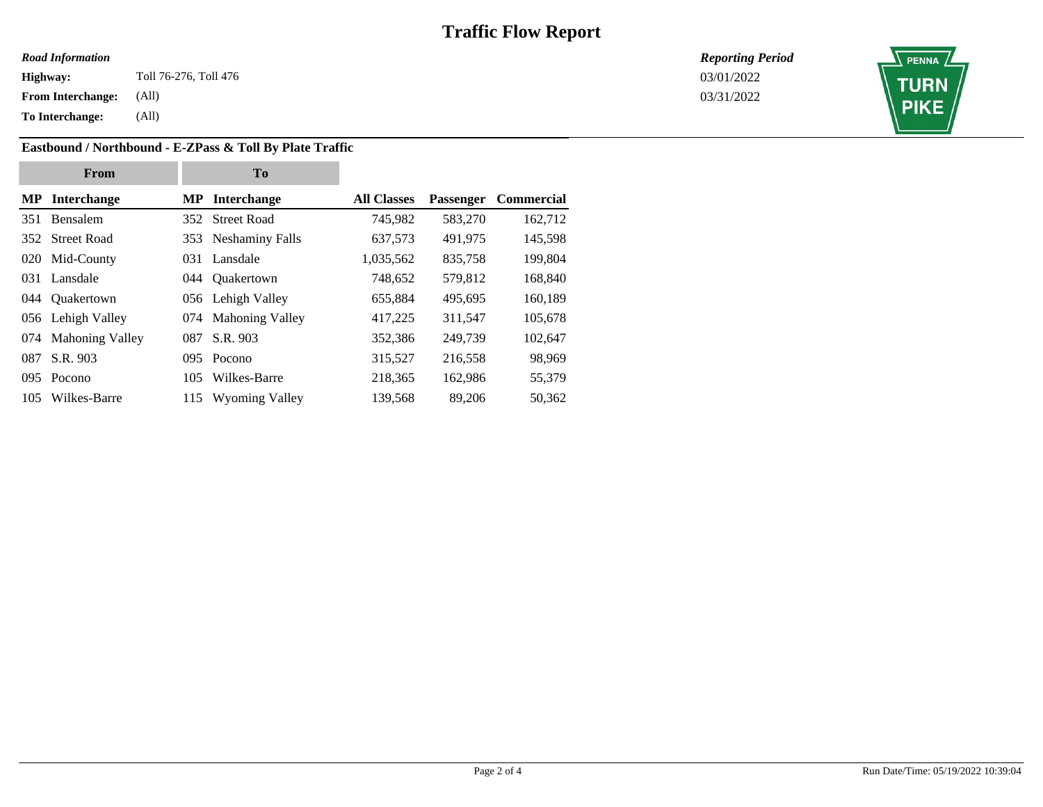# Traffic Flow Report

***Road Information***

**Highway:** Toll 76-276, Toll 476

**From Interchange:** (All)

**To Interchange:** (All)

***Reporting Period***

03/01/2022

03/31/2022

PENNA TURN PIKE

### Eastbound / Northbound - E-ZPass & Toll By Plate Traffic

| From | | To | | | | |
|---|---|---|---|---|---|---|
| **MP** | **Interchange** | **MP** | **Interchange** | **All Classes** | **Passenger** | **Commercial** |
| 351 | Bensalem | 352 | Street Road | 745,982 | 583,270 | 162,712 |
| 352 | Street Road | 353 | Neshaminy Falls | 637,573 | 491,975 | 145,598 |
| 020 | Mid-County | 031 | Lansdale | 1,035,562 | 835,758 | 199,804 |
| 031 | Lansdale | 044 | Quakertown | 748,652 | 579,812 | 168,840 |
| 044 | Quakertown | 056 | Lehigh Valley | 655,884 | 495,695 | 160,189 |
| 056 | Lehigh Valley | 074 | Mahoning Valley | 417,225 | 311,547 | 105,678 |
| 074 | Mahoning Valley | 087 | S.R. 903 | 352,386 | 249,739 | 102,647 |
| 087 | S.R. 903 | 095 | Pocono | 315,527 | 216,558 | 98,969 |
| 095 | Pocono | 105 | Wilkes-Barre | 218,365 | 162,986 | 55,379 |
| 105 | Wilkes-Barre | 115 | Wyoming Valley | 139,568 | 89,206 | 50,362 |

Run Date/Time: 05/19/2022 10:39:04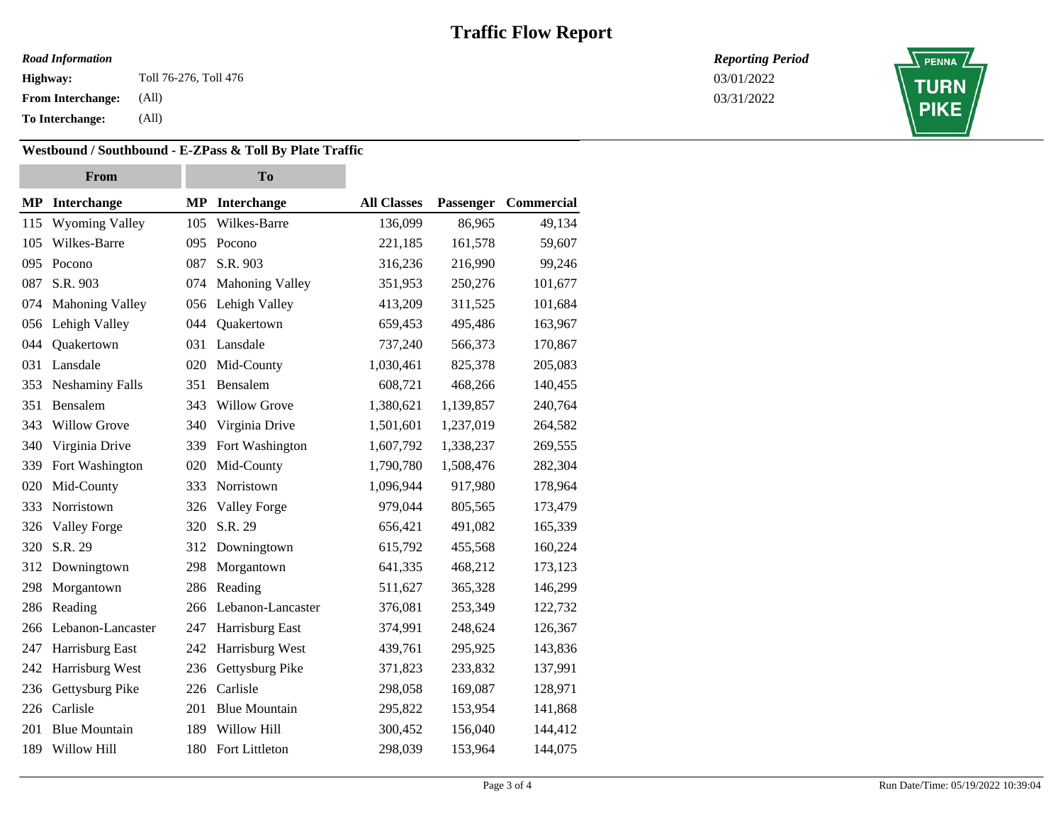# Traffic Flow Report

*Road Information*

**Highway:** Toll 76-276, Toll 476
**From Interchange:** (All)
**To Interchange:** (All)

*Reporting Period*
03/01/2022
03/31/2022

PENNA TURN PIKE

### Westbound / Southbound - E-ZPass & Toll By Plate Traffic

| From | | To | | | | |
|---|---|---|---|---|---|---|
| **MP** | **Interchange** | **MP** | **Interchange** | **All Classes** | **Passenger** | **Commercial** |
| 115 | Wyoming Valley | 105 | Wilkes-Barre | 136,099 | 86,965 | 49,134 |
| 105 | Wilkes-Barre | 095 | Pocono | 221,185 | 161,578 | 59,607 |
| 095 | Pocono | 087 | S.R. 903 | 316,236 | 216,990 | 99,246 |
| 087 | S.R. 903 | 074 | Mahoning Valley | 351,953 | 250,276 | 101,677 |
| 074 | Mahoning Valley | 056 | Lehigh Valley | 413,209 | 311,525 | 101,684 |
| 056 | Lehigh Valley | 044 | Quakertown | 659,453 | 495,486 | 163,967 |
| 044 | Quakertown | 031 | Lansdale | 737,240 | 566,373 | 170,867 |
| 031 | Lansdale | 020 | Mid-County | 1,030,461 | 825,378 | 205,083 |
| 353 | Neshaminy Falls | 351 | Bensalem | 608,721 | 468,266 | 140,455 |
| 351 | Bensalem | 343 | Willow Grove | 1,380,621 | 1,139,857 | 240,764 |
| 343 | Willow Grove | 340 | Virginia Drive | 1,501,601 | 1,237,019 | 264,582 |
| 340 | Virginia Drive | 339 | Fort Washington | 1,607,792 | 1,338,237 | 269,555 |
| 339 | Fort Washington | 020 | Mid-County | 1,790,780 | 1,508,476 | 282,304 |
| 020 | Mid-County | 333 | Norristown | 1,096,944 | 917,980 | 178,964 |
| 333 | Norristown | 326 | Valley Forge | 979,044 | 805,565 | 173,479 |
| 326 | Valley Forge | 320 | S.R. 29 | 656,421 | 491,082 | 165,339 |
| 320 | S.R. 29 | 312 | Downingtown | 615,792 | 455,568 | 160,224 |
| 312 | Downingtown | 298 | Morgantown | 641,335 | 468,212 | 173,123 |
| 298 | Morgantown | 286 | Reading | 511,627 | 365,328 | 146,299 |
| 286 | Reading | 266 | Lebanon-Lancaster | 376,081 | 253,349 | 122,732 |
| 266 | Lebanon-Lancaster | 247 | Harrisburg East | 374,991 | 248,624 | 126,367 |
| 247 | Harrisburg East | 242 | Harrisburg West | 439,761 | 295,925 | 143,836 |
| 242 | Harrisburg West | 236 | Gettysburg Pike | 371,823 | 233,832 | 137,991 |
| 236 | Gettysburg Pike | 226 | Carlisle | 298,058 | 169,087 | 128,971 |
| 226 | Carlisle | 201 | Blue Mountain | 295,822 | 153,954 | 141,868 |
| 201 | Blue Mountain | 189 | Willow Hill | 300,452 | 156,040 | 144,412 |
| 189 | Willow Hill | 180 | Fort Littleton | 298,039 | 153,964 | 144,075 |

Run Date/Time: 05/19/2022 10:39:04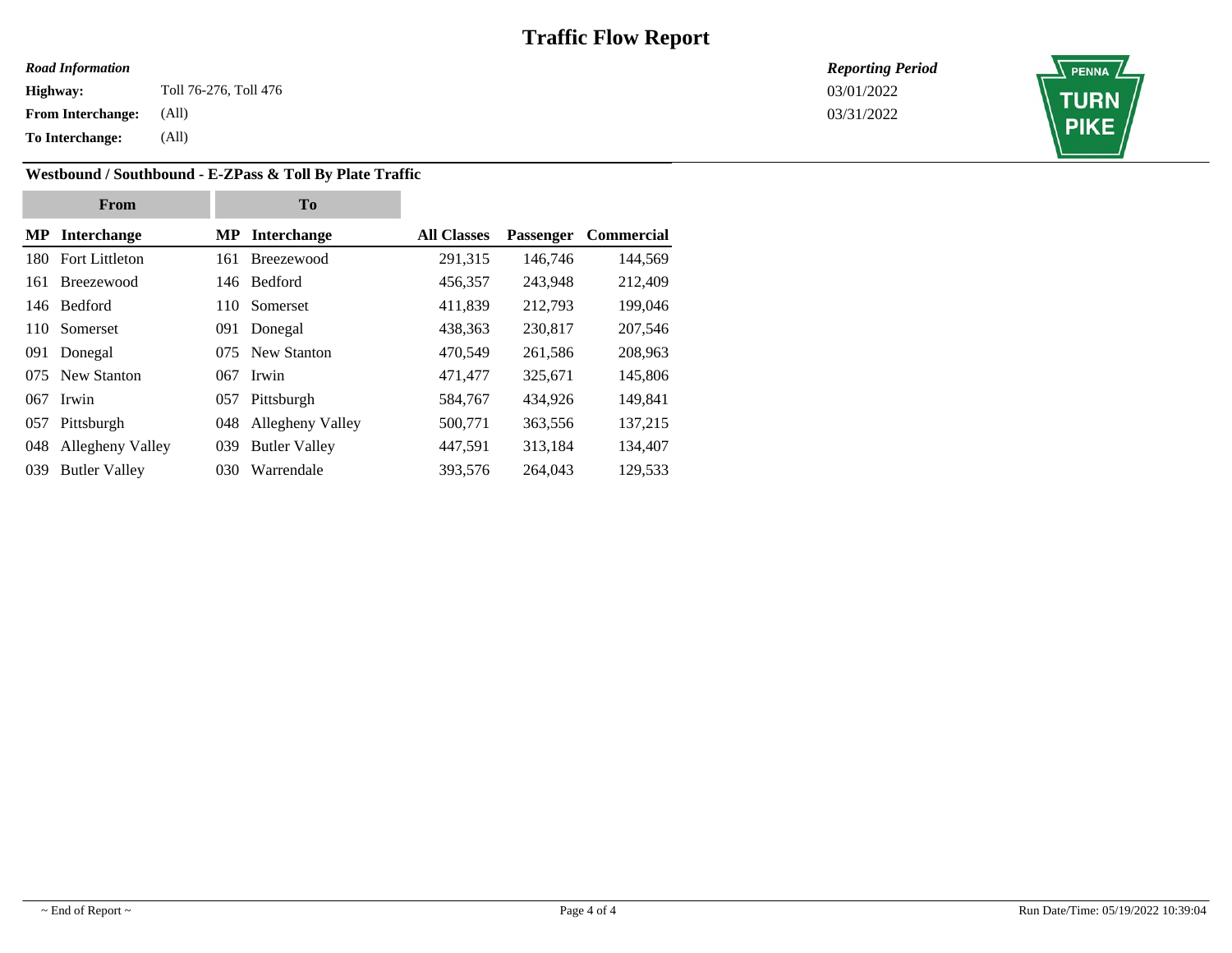# Traffic Flow Report

***Road Information***

**Highway:** Toll 76-276, Toll 476

**From Interchange:** (All)

**To Interchange:** (All)

***Reporting Period***

03/01/2022

03/31/2022

**Westbound / Southbound - E-ZPass & Toll By Plate Traffic**

| From | | To | | | | |
|---|---|---|---|---|---|---|
| **MP** | **Interchange** | **MP** | **Interchange** | **All Classes** | **Passenger** | **Commercial** |
| 180 | Fort Littleton | 161 | Breezewood | 291,315 | 146,746 | 144,569 |
| 161 | Breezewood | 146 | Bedford | 456,357 | 243,948 | 212,409 |
| 146 | Bedford | 110 | Somerset | 411,839 | 212,793 | 199,046 |
| 110 | Somerset | 091 | Donegal | 438,363 | 230,817 | 207,546 |
| 091 | Donegal | 075 | New Stanton | 470,549 | 261,586 | 208,963 |
| 075 | New Stanton | 067 | Irwin | 471,477 | 325,671 | 145,806 |
| 067 | Irwin | 057 | Pittsburgh | 584,767 | 434,926 | 149,841 |
| 057 | Pittsburgh | 048 | Allegheny Valley | 500,771 | 363,556 | 137,215 |
| 048 | Allegheny Valley | 039 | Butler Valley | 447,591 | 313,184 | 134,407 |
| 039 | Butler Valley | 030 | Warrendale | 393,576 | 264,043 | 129,533 |

~ End of Report ~

Run Date/Time: 05/19/2022 10:39:04